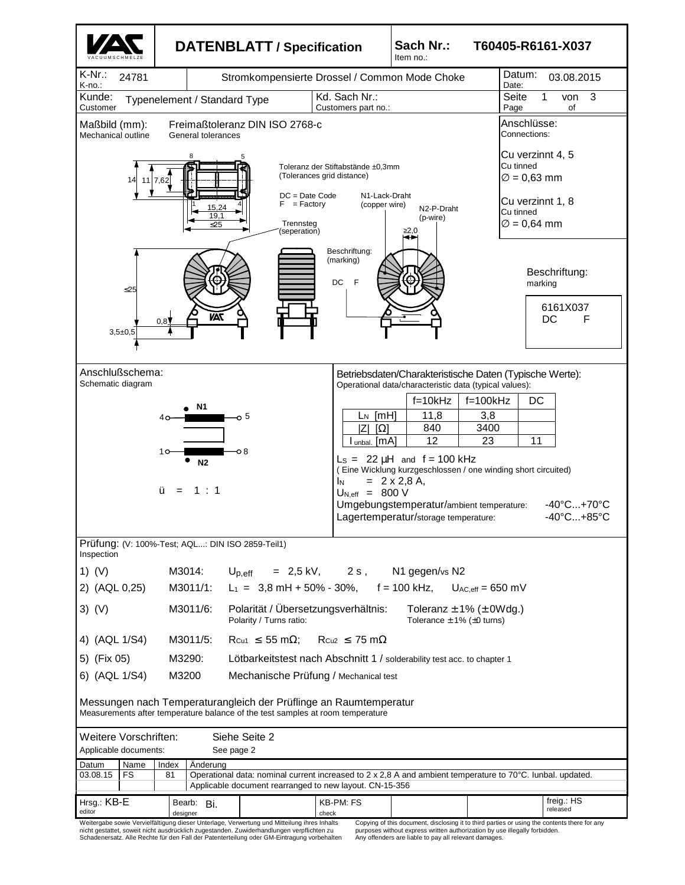# DATENBLATT / Specification

**Sach Nr.:** / Item no.: **T60405-R6161-X037**

| K-Nr.: / K-no.: 24781 | Stromkompensierte Drossel / Common Mode Choke | Datum: / Date: 03.08.2015 |
| --- | --- | --- |
| Kunde: / Customer: Typenelement / Standard Type | Kd. Sach Nr.: / Customers part no.: | Seite 1 von 3 / Page of |

**Maßbild (mm):** / Mechanical outline — Freimaßtoleranz DIN ISO 2768-c / General tolerances

Toleranz der Stiftabstände ±0,3mm (Tolerances grid distance)

DC = Date Code
F = Factory

N1-Lack-Draht (copper wire)
N2-P-Draht (p-wire)

Trennsteg (seperation)

Dimensions: 14; 11; 7,62; 15,24; 19,1; ≤25; ≥2,0; ≤25; 0,8; 3,5±0,5

Beschriftung: (marking) DC F

**Anschlüsse:** / Connections:

Cu verzinnt 4, 5
Cu tinned
∅ = 0,63 mm

Cu verzinnt 1, 8
Cu tinned
∅ = 0,64 mm

**Beschriftung:** / marking

6161X037
DC F

**Anschlußschema:** / Schematic diagram

4 — N1 — 5
1 — N2 — 8

ü = 1 : 1

**Betriebsdaten/Charakteristische Daten (Typische Werte):** / Operational data/characteristic data (typical values):

| | f=10kHz | f=100kHz | DC |
| --- | --- | --- | --- |
| $L_N$ [mH] | 11,8 | 3,8 | |
| \|Z\| [Ω] | 840 | 3400 | |
| $I_{unbal.}$ [mA] | 12 | 23 | 11 |

$L_S$ = 22 µH and f = 100 kHz
( Eine Wicklung kurzgeschlossen / one winding short circuited)
$I_N$ = 2 x 2,8 A,
$U_{N,eff}$ = 800 V
Umgebungstemperatur/ambient temperature: -40°C...+70°C
Lagertemperatur/storage temperature: -40°C...+85°C

**Prüfung:** (V: 100%-Test; AQL...: DIN ISO 2859-Teil1) / Inspection

1) (V) M3014: $U_{p,eff}$ = 2,5 kV, 2 s , N1 gegen/vs N2
2) (AQL 0,25) M3011/1: $L_1$ = 3,8 mH + 50% - 30%, f = 100 kHz, $U_{AC,eff}$ = 650 mV
3) (V) M3011/6: Polarität / Übersetzungsverhältnis: / Polarity / Turns ratio: Toleranz ± 1% (± 0Wdg.) / Tolerance ± 1% (±0 turns)
4) (AQL 1/S4) M3011/5: $R_{Cu1}$ ≤ 55 mΩ; $R_{Cu2}$ ≤ 75 mΩ
5) (Fix 05) M3290: Lötbarkeitstest nach Abschnitt 1 / solderability test acc. to chapter 1
6) (AQL 1/S4) M3200 Mechanische Prüfung / Mechanical test

Messungen nach Temperaturangleich der Prüflinge an Raumtemperatur
Measurements after temperature balance of the test samples at room temperature

Weitere Vorschriften: / Applicable documents: Siehe Seite 2 / See page 2

| Datum | Name | Index | Änderung |
| --- | --- | --- | --- |
| 03.08.15 | FS | 81 | Operational data: nominal current increased to 2 x 2,8 A and ambient temperature to 70°C. Iunbal. updated. Applicable document rearranged to new layout. CN-15-356 |

| Hrsg.: KB-E (editor) | Bearb.: Bi. (designer) | KB-PM: FS (check) | freig.: HS (released) |
| --- | --- | --- | --- |

Weitergabe sowie Vervielfältigung dieser Unterlage, Verwertung und Mitteilung ihres Inhalts nicht gestattet, soweit nicht ausdrücklich zugestanden. Zuwiderhandlungen verpflichten zu Schadenersatz. Alle Rechte für den Fall der Patenterteilung oder GM-Eintragung vorbehalten

Copying of this document, disclosing it to third parties or using the contents there for any purposes without express written authorization by use illegally forbidden. Any offenders are liable to pay all relevant damages.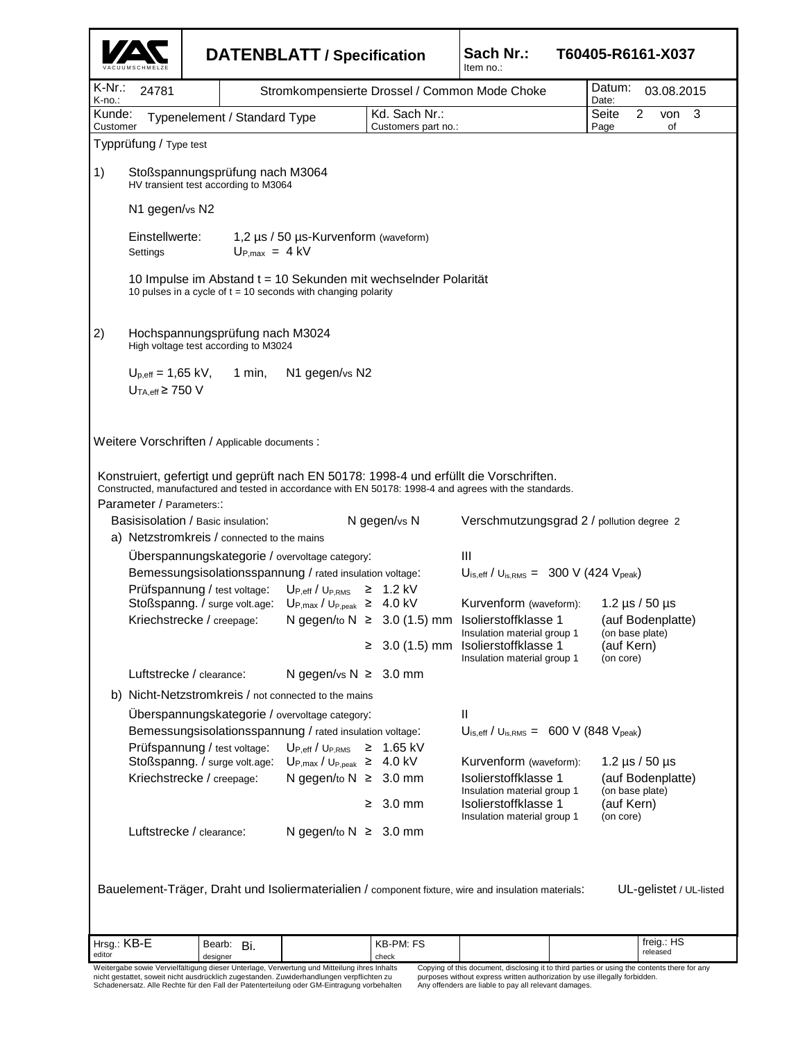| DATENBLATT / Specification | Sach Nr.: Item no.: T60405-R6161-X037 |
|---|---|
| K-Nr.: K-no.: 24781 | Stromkompensierte Drossel / Common Mode Choke — Datum: Date: 03.08.2015 |
| Kunde: Customer: Typenelement / Standard Type | Kd. Sach Nr.: Customers part no.: |

## Typprüfung / Type test

1) Stoßspannungsprüfung nach M3064
HV transient test according to M3064

N1 gegen/vs N2

Einstellwerte: Settings: 1,2 µs / 50 µs-Kurvenform (waveform)
$U_{P,max}$ = 4 kV

10 Impulse im Abstand t = 10 Sekunden mit wechselnder Polarität
10 pulses in a cycle of t = 10 seconds with changing polarity

2) Hochspannungsprüfung nach M3024
High voltage test according to M3024

$U_{p,eff}$ = 1,65 kV, 1 min, N1 gegen/vs N2
$U_{TA,eff}$ ≥ 750 V

## Weitere Vorschriften / Applicable documents :

Konstruiert, gefertigt und geprüft nach EN 50178: 1998-4 und erfüllt die Vorschriften.
Constructed, manufactured and tested in accordance with EN 50178: 1998-4 and agrees with the standards.

Parameter / Parameters::

Basisisolation / Basic insulation: N gegen/vs N — Verschmutzungsgrad 2 / pollution degree 2

a) Netzstromkreis / connected to the mains

| | | | | |
|---|---|---|---|---|
| Überspannungskategorie / overvoltage category: | | | III | |
| Bemessungsisolationsspannung / rated insulation voltage: | | | $U_{is,eff}$ / $U_{is,RMS}$ = 300 V (424 $V_{peak}$) | |
| Prüfspannung / test voltage: | $U_{P,eff}$ / $U_{P,RMS}$ | ≥ 1.2 kV | | |
| Stoßspanng. / surge volt.age: | $U_{P,max}$ / $U_{P,peak}$ | ≥ 4.0 kV | Kurvenform (waveform): | 1.2 µs / 50 µs |
| Kriechstrecke / creepage: | N gegen/to N | ≥ 3.0 (1.5) mm | Isolierstoffklasse 1 / Insulation material group 1 | (auf Bodenplatte) (on base plate) |
| | | ≥ 3.0 (1.5) mm | Isolierstoffklasse 1 / Insulation material group 1 | (auf Kern) (on core) |
| Luftstrecke / clearance: | N gegen/vs N | ≥ 3.0 mm | | |

b) Nicht-Netzstromkreis / not connected to the mains

| | | | | |
|---|---|---|---|---|
| Überspannungskategorie / overvoltage category: | | | II | |
| Bemessungsisolationsspannung / rated insulation voltage: | | | $U_{is,eff}$ / $U_{is,RMS}$ = 600 V (848 $V_{peak}$) | |
| Prüfspannung / test voltage: | $U_{P,eff}$ / $U_{P,RMS}$ | ≥ 1.65 kV | | |
| Stoßspanng. / surge volt.age: | $U_{P,max}$ / $U_{P,peak}$ | ≥ 4.0 kV | Kurvenform (waveform): | 1.2 µs / 50 µs |
| Kriechstrecke / creepage: | N gegen/to N | ≥ 3.0 mm | Isolierstoffklasse 1 / Insulation material group 1 | (auf Bodenplatte) (on base plate) |
| | | ≥ 3.0 mm | Isolierstoffklasse 1 / Insulation material group 1 | (auf Kern) (on core) |
| Luftstrecke / clearance: | N gegen/to N | ≥ 3.0 mm | | |

Bauelement-Träger, Draht und Isoliermaterialien / component fixture, wire and insulation materials: UL-gelistet / UL-listed

| Hrsg.: KB-E editor | Bearb: Bi. designer | KB-PM: FS check | freig.: HS released |
|---|---|---|---|

Weitergabe sowie Vervielfältigung dieser Unterlage, Verwertung und Mitteilung ihres Inhalts nicht gestattet, soweit nicht ausdrücklich zugestanden. Zuwiderhandlungen verpflichten zu Schadenersatz. Alle Rechte für den Fall der Patenterteilung oder GM-Eintragung vorbehalten

Copying of this document, disclosing it to third parties or using the contents there for any purposes without express written authorization by use illegally forbidden. Any offenders are liable to pay all relevant damages.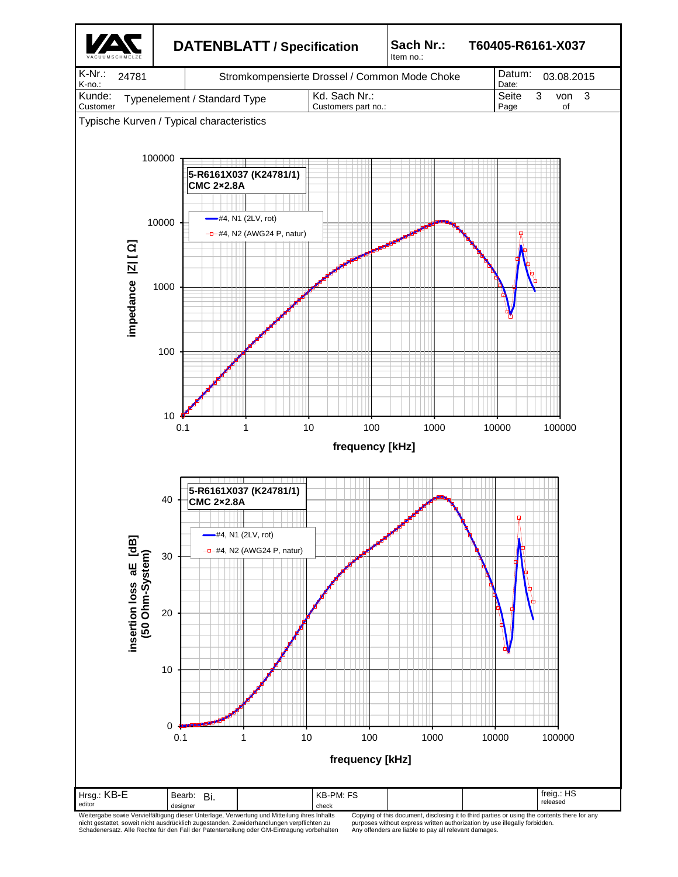| **DATENBLATT / Specification** | **Sach Nr.:** Item no.: | **T60405-R6161-X037** |
|---|---|---|

| K-Nr.: K-no.: 24781 | Stromkompensierte Drossel / Common Mode Choke | Datum: Date: 03.08.2015 |
|---|---|---|
| Kunde: Customer Typenelement / Standard Type | Kd. Sach Nr.: Customers part no.: | |

Typische Kurven / Typical characteristics

**5-R6161X037 (K24781/1)**
**CMC 2×2.8A**

- #4, N1 (2LV, rot)
- #4, N2 (AWG24 P, natur)

impedance |Z| [ Ω ]: 10, 100, 1000, 10000, 100000

frequency [kHz]: 0.1, 1, 10, 100, 1000, 10000, 100000

**5-R6161X037 (K24781/1)**
**CMC 2×2.8A**

- #4, N1 (2LV, rot)
- #4, N2 (AWG24 P, natur)

insertion loss aE [dB] (50 Ohm-System): 0, 10, 20, 30, 40

frequency [kHz]: 0.1, 1, 10, 100, 1000, 10000, 100000

| Hrsg.: KB-E editor | Bearb: Bi. designer | | KB-PM: FS check | | | freig.: HS released |
|---|---|---|---|---|---|---|

Weitergabe sowie Vervielfältigung dieser Unterlage, Verwertung und Mitteilung ihres Inhalts nicht gestattet, soweit nicht ausdrücklich zugestanden. Zuwiderhandlungen verpflichten zu Schadenersatz. Alle Rechte für den Fall der Patenterteilung oder GM-Eintragung vorbehalten

Copying of this document, disclosing it to third parties or using the contents there for any purposes without express written authorization by use illegally forbidden. Any offenders are liable to pay all relevant damages.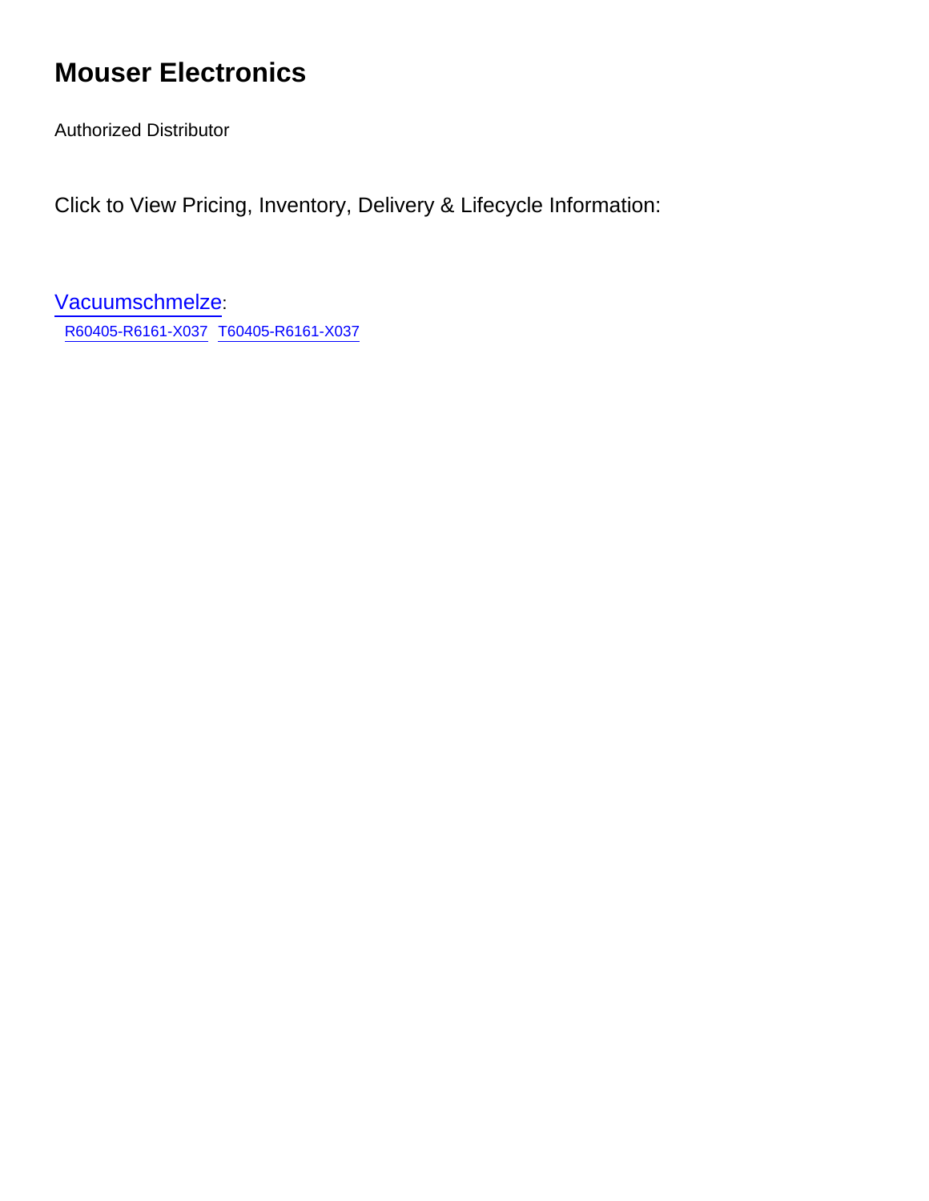# Mouser Electronics

Authorized Distributor

Click to View Pricing, Inventory, Delivery & Lifecycle Information:

Vacuumschmelze:

R60405-R6161-X037 T60405-R6161-X037